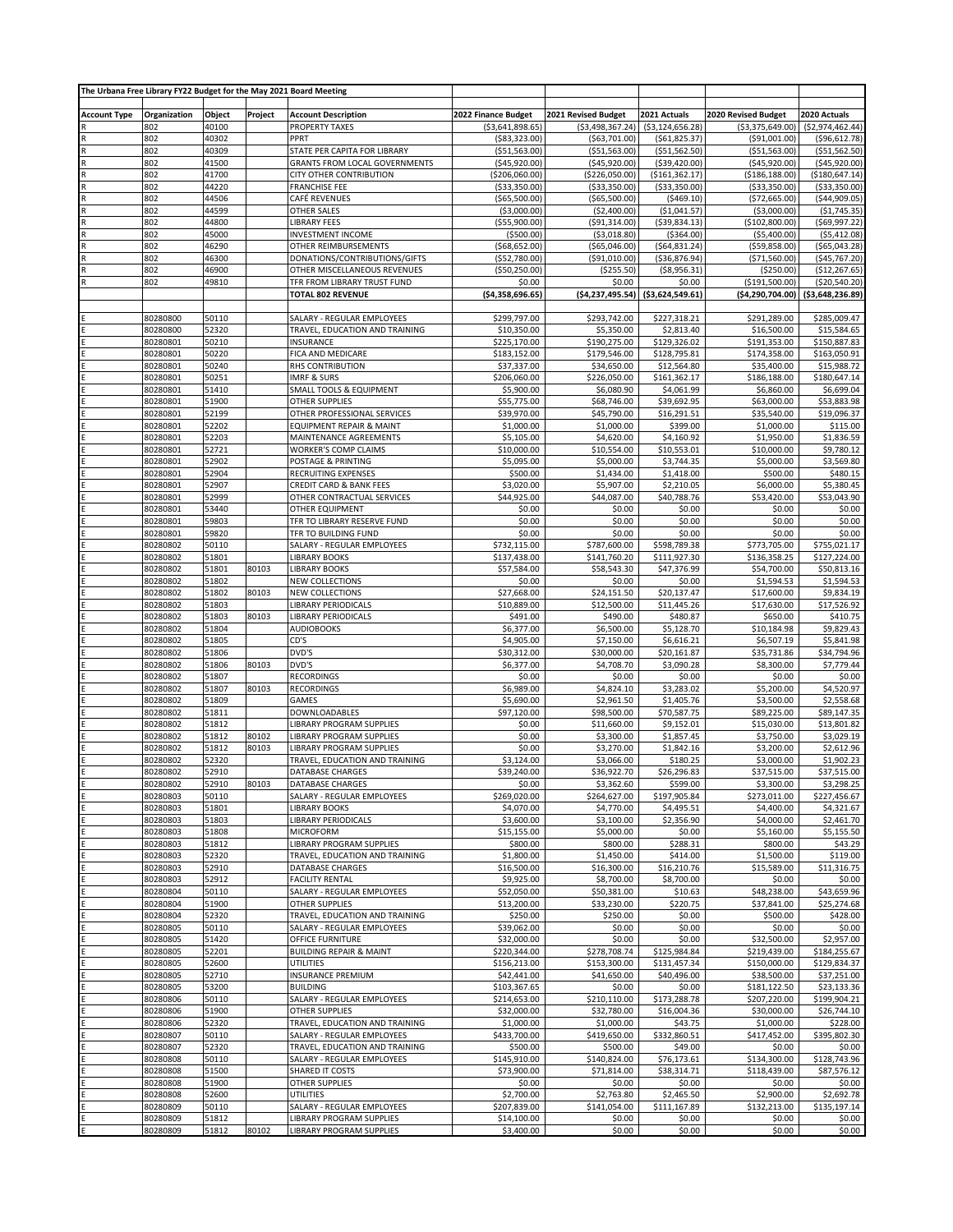| The Urbana Free Library FY22 Budget for the May 2021 Board Meeting | | | | | | | | | |
|---|---|---|---|---|---|---|---|---|---|
| **Account Type** | **Organization** | **Object** | **Project** | **Account Description** | **2022 Finance Budget** | **2021 Revised Budget** | **2021 Actuals** | **2020 Revised Budget** | **2020 Actuals** |
| R | 802 | 40100 | | PROPERTY TAXES | ($3,641,898.65) | ($3,498,367.24) | ($3,124,656.28) | ($3,375,649.00) | ($2,974,462.44) |
| R | 802 | 40302 | | PPRT | ($83,323.00) | ($63,701.00) | ($61,825.37) | ($91,001.00) | ($96,612.78) |
| R | 802 | 40309 | | STATE PER CAPITA FOR LIBRARY | ($51,563.00) | ($51,563.00) | ($51,562.50) | ($51,563.00) | ($51,562.50) |
| R | 802 | 41500 | | GRANTS FROM LOCAL GOVERNMENTS | ($45,920.00) | ($45,920.00) | ($39,420.00) | ($45,920.00) | ($45,920.00) |
| R | 802 | 41700 | | CITY OTHER CONTRIBUTION | ($206,060.00) | ($226,050.00) | ($161,362.17) | ($186,188.00) | ($180,647.14) |
| R | 802 | 44220 | | FRANCHISE FEE | ($33,350.00) | ($33,350.00) | ($33,350.00) | ($33,350.00) | ($33,350.00) |
| R | 802 | 44506 | | CAFÉ REVENUES | ($65,500.00) | ($65,500.00) | ($469.10) | ($72,665.00) | ($44,909.05) |
| R | 802 | 44599 | | OTHER SALES | ($3,000.00) | ($2,400.00) | ($1,041.57) | ($3,000.00) | ($1,745.35) |
| R | 802 | 44800 | | LIBRARY FEES | ($55,900.00) | ($91,314.00) | ($39,834.13) | ($102,800.00) | ($69,997.22) |
| R | 802 | 45000 | | INVESTMENT INCOME | ($500.00) | ($3,018.80) | ($364.00) | ($5,400.00) | ($5,412.08) |
| R | 802 | 46290 | | OTHER REIMBURSEMENTS | ($68,652.00) | ($65,046.00) | ($64,831.24) | ($59,858.00) | ($65,043.28) |
| R | 802 | 46300 | | DONATIONS/CONTRIBUTIONS/GIFTS | ($52,780.00) | ($91,010.00) | ($36,876.94) | ($71,560.00) | ($45,767.20) |
| R | 802 | 46900 | | OTHER MISCELLANEOUS REVENUES | ($50,250.00) | ($255.50) | ($8,956.31) | ($250.00) | ($12,267.65) |
| R | 802 | 49810 | | TFR FROM LIBRARY TRUST FUND | $0.00 | $0.00 | $0.00 | ($191,500.00) | ($20,540.20) |
| | | | | **TOTAL 802 REVENUE** | **($4,358,696.65)** | **($4,237,495.54)** | **($3,624,549.61)** | **($4,290,704.00)** | **($3,648,236.89)** |
| E | 80280800 | 50110 | | SALARY - REGULAR EMPLOYEES | $299,797.00 | $293,742.00 | $227,318.21 | $291,289.00 | $285,009.47 |
| E | 80280800 | 52320 | | TRAVEL, EDUCATION AND TRAINING | $10,350.00 | $5,350.00 | $2,813.40 | $16,500.00 | $15,584.65 |
| E | 80280801 | 50210 | | INSURANCE | $225,170.00 | $190,275.00 | $129,326.02 | $191,353.00 | $150,887.83 |
| E | 80280801 | 50220 | | FICA AND MEDICARE | $183,152.00 | $179,546.00 | $128,795.81 | $174,358.00 | $163,050.91 |
| E | 80280801 | 50240 | | RHS CONTRIBUTION | $37,337.00 | $34,650.00 | $12,564.80 | $35,400.00 | $15,988.72 |
| E | 80280801 | 50251 | | IMRF & SURS | $206,060.00 | $226,050.00 | $161,362.17 | $186,188.00 | $180,647.14 |
| E | 80280801 | 51410 | | SMALL TOOLS & EQUIPMENT | $5,900.00 | $6,080.90 | $4,061.99 | $6,860.00 | $6,699.04 |
| E | 80280801 | 51900 | | OTHER SUPPLIES | $55,775.00 | $68,746.00 | $39,692.95 | $63,000.00 | $53,883.98 |
| E | 80280801 | 52199 | | OTHER PROFESSIONAL SERVICES | $39,970.00 | $45,790.00 | $16,291.51 | $35,540.00 | $19,096.37 |
| E | 80280801 | 52202 | | EQUIPMENT REPAIR & MAINT | $1,000.00 | $1,000.00 | $399.00 | $1,000.00 | $115.00 |
| E | 80280801 | 52203 | | MAINTENANCE AGREEMENTS | $5,105.00 | $4,620.00 | $4,160.92 | $1,950.00 | $1,836.59 |
| E | 80280801 | 52721 | | WORKER'S COMP CLAIMS | $10,000.00 | $10,554.00 | $10,553.01 | $10,000.00 | $9,780.12 |
| E | 80280801 | 52902 | | POSTAGE & PRINTING | $5,095.00 | $5,000.00 | $3,744.35 | $5,000.00 | $3,569.80 |
| E | 80280801 | 52904 | | RECRUITING EXPENSES | $500.00 | $1,434.00 | $1,418.00 | $500.00 | $480.15 |
| E | 80280801 | 52907 | | CREDIT CARD & BANK FEES | $3,020.00 | $5,907.00 | $2,210.05 | $6,000.00 | $5,380.45 |
| E | 80280801 | 52999 | | OTHER CONTRACTUAL SERVICES | $44,925.00 | $44,087.00 | $40,788.76 | $53,420.00 | $53,043.90 |
| E | 80280801 | 53440 | | OTHER EQUIPMENT | $0.00 | $0.00 | $0.00 | $0.00 | $0.00 |
| E | 80280801 | 59803 | | TFR TO LIBRARY RESERVE FUND | $0.00 | $0.00 | $0.00 | $0.00 | $0.00 |
| E | 80280801 | 59820 | | TFR TO BUILDING FUND | $0.00 | $0.00 | $0.00 | $0.00 | $0.00 |
| E | 80280802 | 50110 | | SALARY - REGULAR EMPLOYEES | $732,115.00 | $787,600.00 | $598,789.38 | $773,705.00 | $755,021.17 |
| E | 80280802 | 51801 | | LIBRARY BOOKS | $137,438.00 | $141,760.20 | $111,927.30 | $136,358.25 | $127,224.00 |
| E | 80280802 | 51801 | 80103 | LIBRARY BOOKS | $57,584.00 | $58,543.30 | $47,376.99 | $54,700.00 | $50,813.16 |
| E | 80280802 | 51802 | | NEW COLLECTIONS | $0.00 | $0.00 | $0.00 | $1,594.53 | $1,594.53 |
| E | 80280802 | 51802 | 80103 | NEW COLLECTIONS | $27,668.00 | $24,151.50 | $20,137.47 | $17,600.00 | $9,834.19 |
| E | 80280802 | 51803 | | LIBRARY PERIODICALS | $10,889.00 | $12,500.00 | $11,445.26 | $17,630.00 | $17,526.92 |
| E | 80280802 | 51803 | 80103 | LIBRARY PERIODICALS | $491.00 | $490.00 | $480.87 | $650.00 | $410.75 |
| E | 80280802 | 51804 | | AUDIOBOOKS | $6,377.00 | $6,500.00 | $5,128.70 | $10,184.98 | $9,829.43 |
| E | 80280802 | 51805 | | CD'S | $4,905.00 | $7,150.00 | $6,616.21 | $6,507.19 | $5,841.98 |
| E | 80280802 | 51806 | | DVD'S | $30,312.00 | $30,000.00 | $20,161.87 | $35,731.86 | $34,794.96 |
| E | 80280802 | 51806 | 80103 | DVD'S | $6,377.00 | $4,708.70 | $3,090.28 | $8,300.00 | $7,779.44 |
| E | 80280802 | 51807 | | RECORDINGS | $0.00 | $0.00 | $0.00 | $0.00 | $0.00 |
| E | 80280802 | 51807 | 80103 | RECORDINGS | $6,989.00 | $4,824.10 | $3,283.02 | $5,200.00 | $4,520.97 |
| E | 80280802 | 51809 | | GAMES | $5,690.00 | $2,961.50 | $1,405.76 | $3,500.00 | $2,558.68 |
| E | 80280802 | 51811 | | DOWNLOADABLES | $97,120.00 | $98,500.00 | $70,587.75 | $89,225.00 | $89,147.35 |
| E | 80280802 | 51812 | | LIBRARY PROGRAM SUPPLIES | $0.00 | $11,660.00 | $9,152.01 | $15,030.00 | $13,801.82 |
| E | 80280802 | 51812 | 80102 | LIBRARY PROGRAM SUPPLIES | $0.00 | $3,300.00 | $1,857.45 | $3,750.00 | $3,029.19 |
| E | 80280802 | 51812 | 80103 | LIBRARY PROGRAM SUPPLIES | $0.00 | $3,270.00 | $1,842.16 | $3,200.00 | $2,612.96 |
| E | 80280802 | 52320 | | TRAVEL, EDUCATION AND TRAINING | $3,124.00 | $3,066.00 | $180.25 | $3,000.00 | $1,902.23 |
| E | 80280802 | 52910 | | DATABASE CHARGES | $39,240.00 | $36,922.70 | $26,296.83 | $37,515.00 | $37,515.00 |
| E | 80280802 | 52910 | 80103 | DATABASE CHARGES | $0.00 | $3,362.60 | $599.00 | $3,300.00 | $3,298.25 |
| E | 80280803 | 50110 | | SALARY - REGULAR EMPLOYEES | $269,020.00 | $264,627.00 | $197,905.84 | $273,011.00 | $227,456.67 |
| E | 80280803 | 51801 | | LIBRARY BOOKS | $4,070.00 | $4,770.00 | $4,495.51 | $4,400.00 | $4,321.67 |
| E | 80280803 | 51803 | | LIBRARY PERIODICALS | $3,600.00 | $3,100.00 | $2,356.90 | $4,000.00 | $2,461.70 |
| E | 80280803 | 51808 | | MICROFORM | $15,155.00 | $5,000.00 | $0.00 | $5,160.00 | $5,155.50 |
| E | 80280803 | 51812 | | LIBRARY PROGRAM SUPPLIES | $800.00 | $800.00 | $288.31 | $800.00 | $43.29 |
| E | 80280803 | 52320 | | TRAVEL, EDUCATION AND TRAINING | $1,800.00 | $1,450.00 | $414.00 | $1,500.00 | $119.00 |
| E | 80280803 | 52910 | | DATABASE CHARGES | $16,500.00 | $16,300.00 | $16,210.76 | $15,589.00 | $11,316.75 |
| E | 80280803 | 52912 | | FACILITY RENTAL | $9,925.00 | $8,700.00 | $8,700.00 | $0.00 | $0.00 |
| E | 80280804 | 50110 | | SALARY - REGULAR EMPLOYEES | $52,050.00 | $50,381.00 | $10.63 | $48,238.00 | $43,659.96 |
| E | 80280804 | 51900 | | OTHER SUPPLIES | $13,200.00 | $33,230.00 | $220.75 | $37,841.00 | $25,274.68 |
| E | 80280804 | 52320 | | TRAVEL, EDUCATION AND TRAINING | $250.00 | $250.00 | $0.00 | $500.00 | $428.00 |
| E | 80280805 | 50110 | | SALARY - REGULAR EMPLOYEES | $39,062.00 | $0.00 | $0.00 | $0.00 | $0.00 |
| E | 80280805 | 51420 | | OFFICE FURNITURE | $32,000.00 | $0.00 | $0.00 | $32,500.00 | $2,957.00 |
| E | 80280805 | 52201 | | BUILDING REPAIR & MAINT | $220,344.00 | $278,708.74 | $125,984.84 | $219,439.00 | $184,255.67 |
| E | 80280805 | 52600 | | UTILITIES | $156,213.00 | $153,300.00 | $131,457.34 | $150,000.00 | $129,834.37 |
| E | 80280805 | 52710 | | INSURANCE PREMIUM | $42,441.00 | $41,650.00 | $40,496.00 | $38,500.00 | $37,251.00 |
| E | 80280805 | 53200 | | BUILDING | $103,367.65 | $0.00 | $0.00 | $181,122.50 | $23,133.36 |
| E | 80280806 | 50110 | | SALARY - REGULAR EMPLOYEES | $214,653.00 | $210,110.00 | $173,288.78 | $207,220.00 | $199,904.21 |
| E | 80280806 | 51900 | | OTHER SUPPLIES | $32,000.00 | $32,780.00 | $16,004.36 | $30,000.00 | $26,744.10 |
| E | 80280806 | 52320 | | TRAVEL, EDUCATION AND TRAINING | $1,000.00 | $1,000.00 | $43.75 | $1,000.00 | $228.00 |
| E | 80280807 | 50110 | | SALARY - REGULAR EMPLOYEES | $433,700.00 | $419,650.00 | $332,860.51 | $417,452.00 | $395,802.30 |
| E | 80280807 | 52320 | | TRAVEL, EDUCATION AND TRAINING | $500.00 | $500.00 | $49.00 | $0.00 | $0.00 |
| E | 80280808 | 50110 | | SALARY - REGULAR EMPLOYEES | $145,910.00 | $140,824.00 | $76,173.61 | $134,300.00 | $128,743.96 |
| E | 80280808 | 51500 | | SHARED IT COSTS | $73,900.00 | $71,814.00 | $38,314.71 | $118,439.00 | $87,576.12 |
| E | 80280808 | 51900 | | OTHER SUPPLIES | $0.00 | $0.00 | $0.00 | $0.00 | $0.00 |
| E | 80280808 | 52600 | | UTILITIES | $2,700.00 | $2,763.80 | $2,465.50 | $2,900.00 | $2,692.78 |
| E | 80280809 | 50110 | | SALARY - REGULAR EMPLOYEES | $207,839.00 | $141,054.00 | $111,167.89 | $132,213.00 | $135,197.14 |
| E | 80280809 | 51812 | | LIBRARY PROGRAM SUPPLIES | $14,100.00 | $0.00 | $0.00 | $0.00 | $0.00 |
| E | 80280809 | 51812 | 80102 | LIBRARY PROGRAM SUPPLIES | $3,400.00 | $0.00 | $0.00 | $0.00 | $0.00 |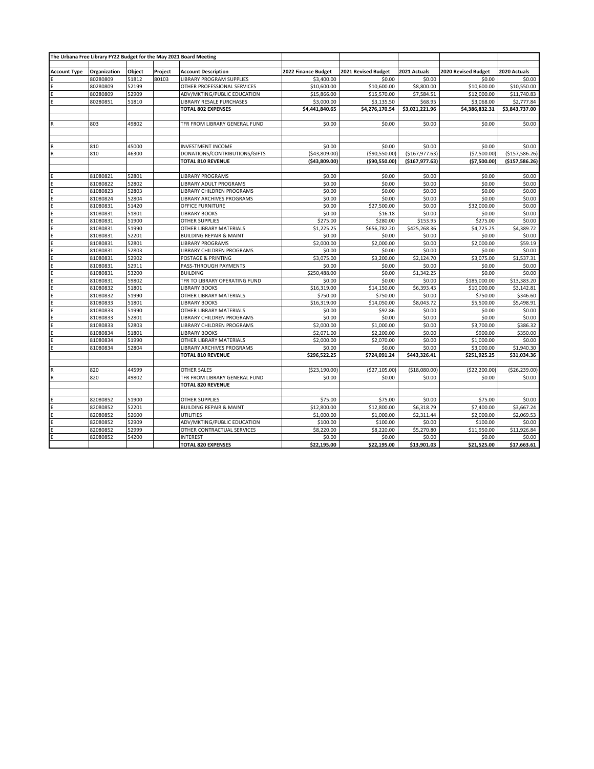| The Urbana Free Library FY22 Budget for the May 2021 Board Meeting | | | | | | | | | |
|---|---|---|---|---|---|---|---|---|---|
| **Account Type** | **Organization** | **Object** | **Project** | **Account Description** | **2022 Finance Budget** | **2021 Revised Budget** | **2021 Actuals** | **2020 Revised Budget** | **2020 Actuals** |
| E | 80280809 | 51812 | 80103 | LIBRARY PROGRAM SUPPLIES | $3,400.00 | $0.00 | $0.00 | $0.00 | $0.00 |
| E | 80280809 | 52199 | | OTHER PROFESSIONAL SERVICES | $10,600.00 | $10,600.00 | $8,800.00 | $10,600.00 | $10,550.00 |
| E | 80280809 | 52909 | | ADV/MKTING/PUBLIC EDUCATION | $15,866.00 | $15,570.00 | $7,584.51 | $12,000.00 | $11,740.83 |
| E | 80280851 | 51810 | | LIBRARY RESALE PURCHASES | $3,000.00 | $3,135.50 | $68.95 | $3,068.00 | $2,777.84 |
| | | | | **TOTAL 802 EXPENSES** | **$4,441,840.65** | **$4,276,170.54** | **$3,021,221.96** | **$4,386,832.31** | **$3,843,737.00** |
| | | | | | | | | | |
| R | 803 | 49802 | | TFR FROM LIBRARY GENERAL FUND | $0.00 | $0.00 | $0.00 | $0.00 | $0.00 |
| | | | | | | | | | |
| | | | | | | | | | |
| R | 810 | 45000 | | INVESTMENT INCOME | $0.00 | $0.00 | $0.00 | $0.00 | $0.00 |
| R | 810 | 46300 | | DONATIONS/CONTRIBUTIONS/GIFTS | ($43,809.00) | ($90,550.00) | ($167,977.63) | ($7,500.00) | ($157,586.26) |
| | | | | **TOTAL 810 REVENUE** | **($43,809.00)** | **($90,550.00)** | **($167,977.63)** | **($7,500.00)** | **($157,586.26)** |
| | | | | | | | | | |
| E | 81080821 | 52801 | | LIBRARY PROGRAMS | $0.00 | $0.00 | $0.00 | $0.00 | $0.00 |
| E | 81080822 | 52802 | | LIBRARY ADULT PROGRAMS | $0.00 | $0.00 | $0.00 | $0.00 | $0.00 |
| E | 81080823 | 52803 | | LIBRARY CHILDREN PROGRAMS | $0.00 | $0.00 | $0.00 | $0.00 | $0.00 |
| E | 81080824 | 52804 | | LIBRARY ARCHIVES PROGRAMS | $0.00 | $0.00 | $0.00 | $0.00 | $0.00 |
| E | 81080831 | 51420 | | OFFICE FURNITURE | $0.00 | $27,500.00 | $0.00 | $32,000.00 | $0.00 |
| E | 81080831 | 51801 | | LIBRARY BOOKS | $0.00 | $16.18 | $0.00 | $0.00 | $0.00 |
| E | 81080831 | 51900 | | OTHER SUPPLIES | $275.00 | $280.00 | $153.95 | $275.00 | $0.00 |
| E | 81080831 | 51990 | | OTHER LIBRARY MATERIALS | $1,225.25 | $656,782.20 | $425,268.36 | $4,725.25 | $4,389.72 |
| E | 81080831 | 52201 | | BUILDING REPAIR & MAINT | $0.00 | $0.00 | $0.00 | $0.00 | $0.00 |
| E | 81080831 | 52801 | | LIBRARY PROGRAMS | $2,000.00 | $2,000.00 | $0.00 | $2,000.00 | $59.19 |
| E | 81080831 | 52803 | | LIBRARY CHILDREN PROGRAMS | $0.00 | $0.00 | $0.00 | $0.00 | $0.00 |
| E | 81080831 | 52902 | | POSTAGE & PRINTING | $3,075.00 | $3,200.00 | $2,124.70 | $3,075.00 | $1,537.31 |
| E | 81080831 | 52911 | | PASS-THROUGH PAYMENTS | $0.00 | $0.00 | $0.00 | $0.00 | $0.00 |
| E | 81080831 | 53200 | | BUILDING | $250,488.00 | $0.00 | $1,342.25 | $0.00 | $0.00 |
| E | 81080831 | 59802 | | TFR TO LIBRARY OPERATING FUND | $0.00 | $0.00 | $0.00 | $185,000.00 | $13,383.20 |
| E | 81080832 | 51801 | | LIBRARY BOOKS | $16,319.00 | $14,150.00 | $6,393.43 | $10,000.00 | $3,142.81 |
| E | 81080832 | 51990 | | OTHER LIBRARY MATERIALS | $750.00 | $750.00 | $0.00 | $750.00 | $346.60 |
| E | 81080833 | 51801 | | LIBRARY BOOKS | $16,319.00 | $14,050.00 | $8,043.72 | $5,500.00 | $5,498.91 |
| E | 81080833 | 51990 | | OTHER LIBRARY MATERIALS | $0.00 | $92.86 | $0.00 | $0.00 | $0.00 |
| E | 81080833 | 52801 | | LIBRARY CHILDREN PROGRAMS | $0.00 | $0.00 | $0.00 | $0.00 | $0.00 |
| E | 81080833 | 52803 | | LIBRARY CHILDREN PROGRAMS | $2,000.00 | $1,000.00 | $0.00 | $3,700.00 | $386.32 |
| E | 81080834 | 51801 | | LIBRARY BOOKS | $2,071.00 | $2,200.00 | $0.00 | $900.00 | $350.00 |
| E | 81080834 | 51990 | | OTHER LIBRARY MATERIALS | $2,000.00 | $2,070.00 | $0.00 | $1,000.00 | $0.00 |
| E | 81080834 | 52804 | | LIBRARY ARCHIVES PROGRAMS | $0.00 | $0.00 | $0.00 | $3,000.00 | $1,940.30 |
| | | | | **TOTAL 810 REVENUE** | **$296,522.25** | **$724,091.24** | **$443,326.41** | **$251,925.25** | **$31,034.36** |
| | | | | | | | | | |
| R | 820 | 44599 | | OTHER SALES | ($23,190.00) | ($27,105.00) | ($18,080.00) | ($22,200.00) | ($26,239.00) |
| R | 820 | 49802 | | TFR FROM LIBRARY GENERAL FUND | $0.00 | $0.00 | $0.00 | $0.00 | $0.00 |
| | | | | **TOTAL 820 REVENUE** | | | | | |
| | | | | | | | | | |
| E | 82080852 | 51900 | | OTHER SUPPLIES | $75.00 | $75.00 | $0.00 | $75.00 | $0.00 |
| E | 82080852 | 52201 | | BUILDING REPAIR & MAINT | $12,800.00 | $12,800.00 | $6,318.79 | $7,400.00 | $3,667.24 |
| E | 82080852 | 52600 | | UTILITIES | $1,000.00 | $1,000.00 | $2,311.44 | $2,000.00 | $2,069.53 |
| E | 82080852 | 52909 | | ADV/MKTING/PUBLIC EDUCATION | $100.00 | $100.00 | $0.00 | $100.00 | $0.00 |
| E | 82080852 | 52999 | | OTHER CONTRACTUAL SERVICES | $8,220.00 | $8,220.00 | $5,270.80 | $11,950.00 | $11,926.84 |
| E | 82080852 | 54200 | | INTEREST | $0.00 | $0.00 | $0.00 | $0.00 | $0.00 |
| | | | | **TOTAL 820 EXPENSES** | **$22,195.00** | **$22,195.00** | **$13,901.03** | **$21,525.00** | **$17,663.61** |